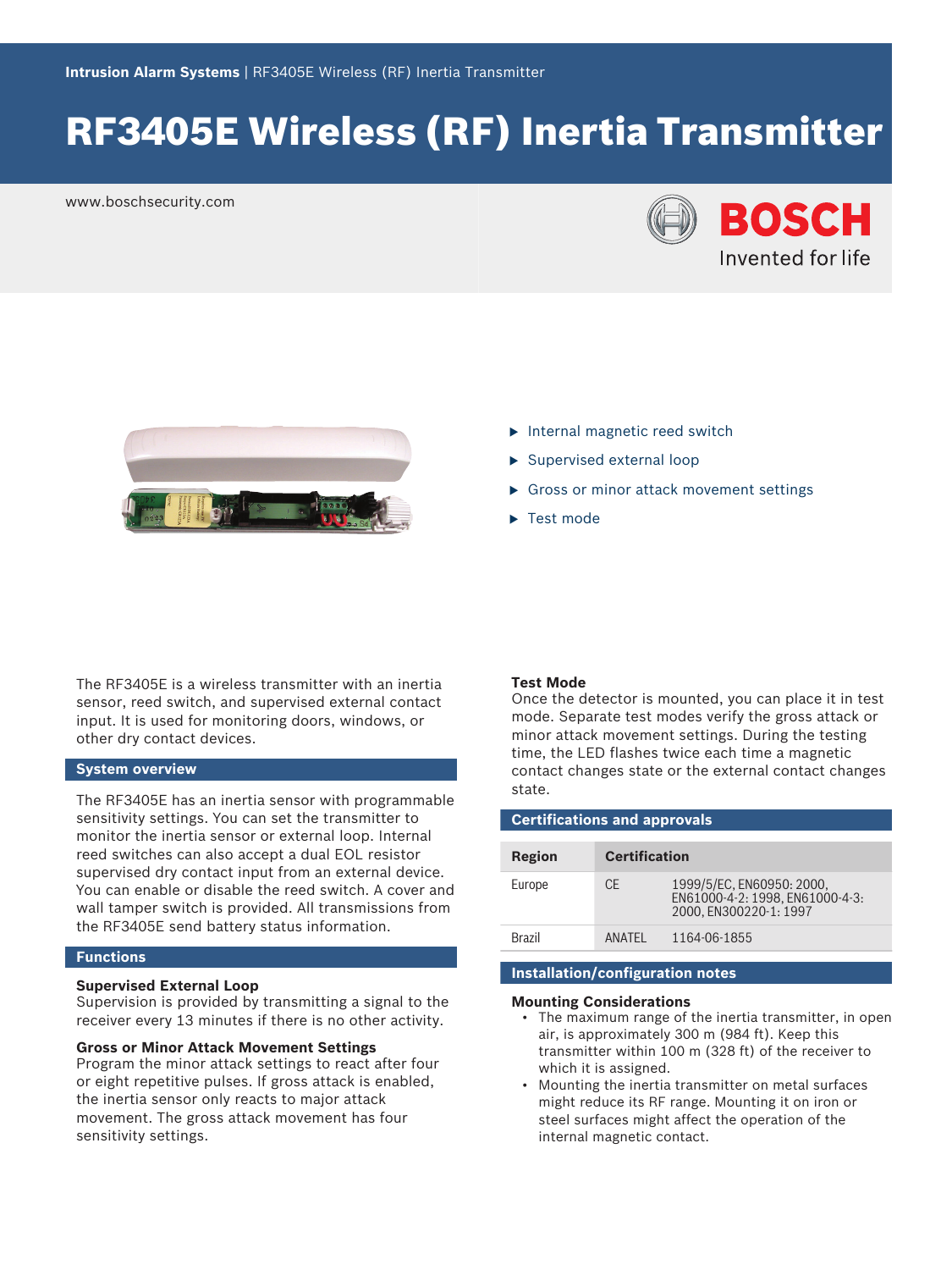Intrusion Alarm Systems | RF3405E Wireless (RF) Inertia Transmitter

# RF3405E Wireless (RF) Inertia Transmitter

www.boschsecurity.com

BOSCH
Invented for life

- Internal magnetic reed switch
- Supervised external loop
- Gross or minor attack movement settings
- Test mode

The RF3405E is a wireless transmitter with an inertia sensor, reed switch, and supervised external contact input. It is used for monitoring doors, windows, or other dry contact devices.

## System overview

The RF3405E has an inertia sensor with programmable sensitivity settings. You can set the transmitter to monitor the inertia sensor or external loop. Internal reed switches can also accept a dual EOL resistor supervised dry contact input from an external device. You can enable or disable the reed switch. A cover and wall tamper switch is provided. All transmissions from the RF3405E send battery status information.

## Functions

### Supervised External Loop

Supervision is provided by transmitting a signal to the receiver every 13 minutes if there is no other activity.

### Gross or Minor Attack Movement Settings

Program the minor attack settings to react after four or eight repetitive pulses. If gross attack is enabled, the inertia sensor only reacts to major attack movement. The gross attack movement has four sensitivity settings.

### Test Mode

Once the detector is mounted, you can place it in test mode. Separate test modes verify the gross attack or minor attack movement settings. During the testing time, the LED flashes twice each time a magnetic contact changes state or the external contact changes state.

## Certifications and approvals

| Region | Certification | |
|---|---|---|
| Europe | CE | 1999/5/EC, EN60950: 2000, EN61000-4-2: 1998, EN61000-4-3: 2000, EN300220-1: 1997 |
| Brazil | ANATEL | 1164-06-1855 |

## Installation/configuration notes

### Mounting Considerations

- The maximum range of the inertia transmitter, in open air, is approximately 300 m (984 ft). Keep this transmitter within 100 m (328 ft) of the receiver to which it is assigned.
- Mounting the inertia transmitter on metal surfaces might reduce its RF range. Mounting it on iron or steel surfaces might affect the operation of the internal magnetic contact.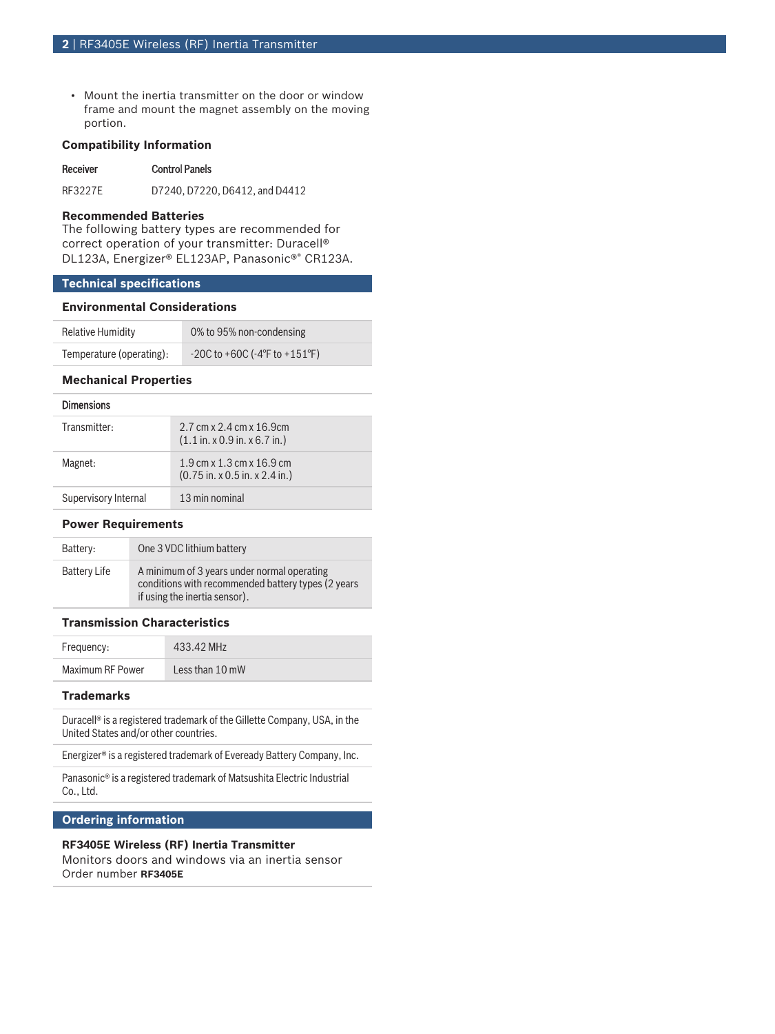- Mount the inertia transmitter on the door or window frame and mount the magnet assembly on the moving portion.

### Compatibility Information

| Receiver | Control Panels |
| --- | --- |
| RF3227E | D7240, D7220, D6412, and D4412 |

### Recommended Batteries

The following battery types are recommended for correct operation of your transmitter: Duracell® DL123A, Energizer® EL123AP, Panasonic®® CR123A.

## Technical specifications

### Environmental Considerations

| | |
| --- | --- |
| Relative Humidity | 0% to 95% non-condensing |
| Temperature (operating): | -20C to +60C (-4°F to +151°F) |

### Mechanical Properties

| Dimensions | |
| --- | --- |
| Transmitter: | 2.7 cm x 2.4 cm x 16.9cm (1.1 in. x 0.9 in. x 6.7 in.) |
| Magnet: | 1.9 cm x 1.3 cm x 16.9 cm (0.75 in. x 0.5 in. x 2.4 in.) |
| Supervisory Internal | 13 min nominal |

### Power Requirements

| | |
| --- | --- |
| Battery: | One 3 VDC lithium battery |
| Battery Life | A minimum of 3 years under normal operating conditions with recommended battery types (2 years if using the inertia sensor). |

### Transmission Characteristics

| | |
| --- | --- |
| Frequency: | 433.42 MHz |
| Maximum RF Power | Less than 10 mW |

### Trademarks

Duracell® is a registered trademark of the Gillette Company, USA, in the United States and/or other countries.

Energizer® is a registered trademark of Eveready Battery Company, Inc.

Panasonic® is a registered trademark of Matsushita Electric Industrial Co., Ltd.

## Ordering information

**RF3405E Wireless (RF) Inertia Transmitter**
Monitors doors and windows via an inertia sensor
Order number **RF3405E**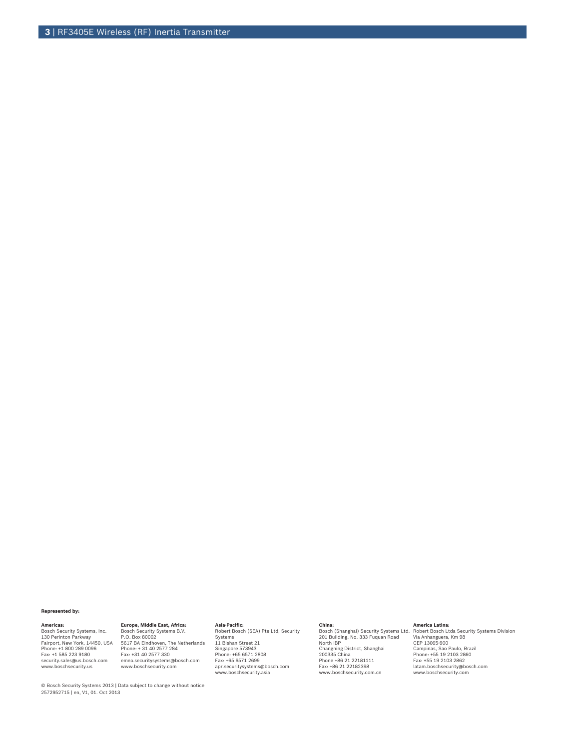**Represented by:**

**Americas:**
Bosch Security Systems, Inc.
130 Perinton Parkway
Fairport, New York, 14450, USA
Phone: +1 800 289 0096
Fax: +1 585 223 9180
security.sales@us.bosch.com
www.boschsecurity.us

**Europe, Middle East, Africa:**
Bosch Security Systems B.V.
P.O. Box 80002
5617 BA Eindhoven, The Netherlands
Phone: + 31 40 2577 284
Fax: +31 40 2577 330
emea.securitysystems@bosch.com
www.boschsecurity.com

**Asia-Pacific:**
Robert Bosch (SEA) Pte Ltd, Security Systems
11 Bishan Street 21
Singapore 573943
Phone: +65 6571 2808
Fax: +65 6571 2699
apr.securitysystems@bosch.com
www.boschsecurity.asia

**China:**
Bosch (Shanghai) Security Systems Ltd.
201 Building, No. 333 Fuquan Road
North IBP
Changning District, Shanghai
200335 China
Phone +86 21 22181111
Fax: +86 21 22182398
www.boschsecurity.com.cn

**America Latina:**
Robert Bosch Ltda Security Systems Division
Via Anhanguera, Km 98
CEP 13065-900
Campinas, Sao Paulo, Brazil
Phone: +55 19 2103 2860
Fax: +55 19 2103 2862
latam.boschsecurity@bosch.com
www.boschsecurity.com

© Bosch Security Systems 2013 | Data subject to change without notice
2572952715 | en, V1, 01. Oct 2013